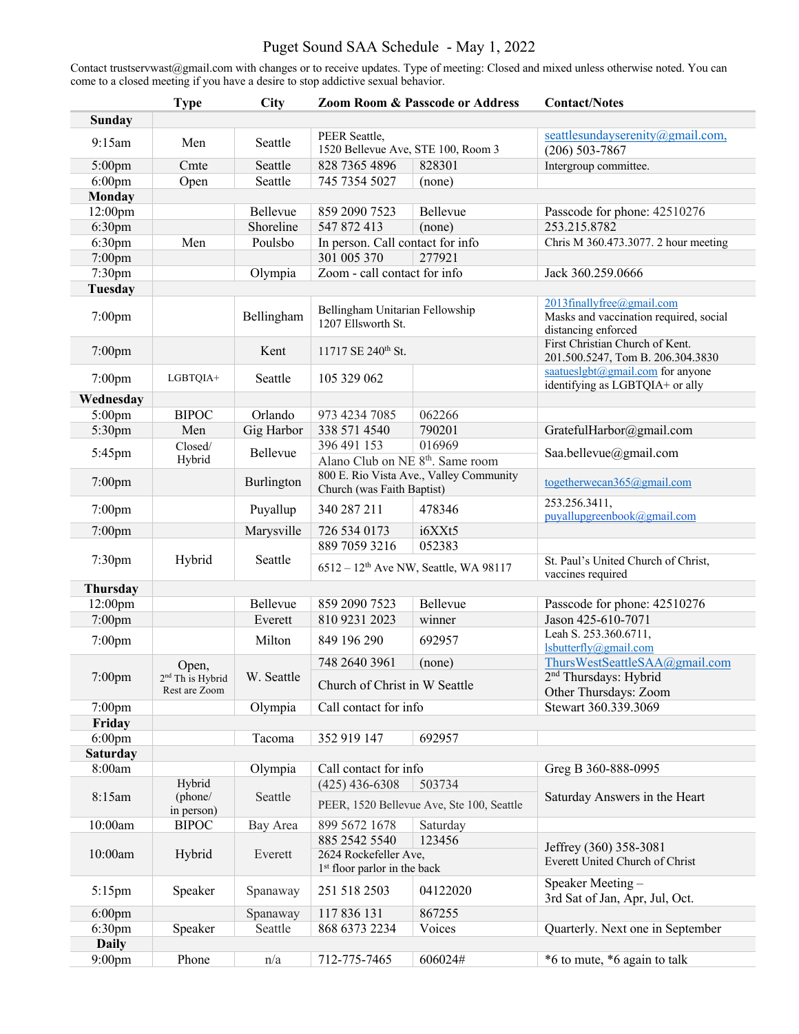# Puget Sound SAA Schedule - May 1, 2022

Contact trustservwast@gmail.com with changes or to receive updates. Type of meeting: Closed and mixed unless otherwise noted. You can come to a closed meeting if you have a desire to stop addictive sexual behavior.

| | Type | City | Zoom Room & Passcode or Address | | Contact/Notes |
|---|---|---|---|---|---|
| **Sunday** | | | | | |
| 9:15am | Men | Seattle | PEER Seattle, 1520 Bellevue Ave, STE 100, Room 3 | | seattlesundayserenity@gmail.com, (206) 503-7867 |
| 5:00pm | Cmte | Seattle | 828 7365 4896 | 828301 | Intergroup committee. |
| 6:00pm | Open | Seattle | 745 7354 5027 | (none) | |
| **Monday** | | | | | |
| 12:00pm | | Bellevue | 859 2090 7523 | Bellevue | Passcode for phone: 42510276 |
| 6:30pm | | Shoreline | 547 872 413 | (none) | 253.215.8782 |
| 6:30pm | Men | Poulsbo | In person. Call contact for info | | Chris M 360.473.3077. 2 hour meeting |
| 7:00pm | | | 301 005 370 | 277921 | |
| 7:30pm | | Olympia | Zoom - call contact for info | | Jack 360.259.0666 |
| **Tuesday** | | | | | |
| 7:00pm | | Bellingham | Bellingham Unitarian Fellowship 1207 Ellsworth St. | | 2013finallyfree@gmail.com Masks and vaccination required, social distancing enforced |
| 7:00pm | | Kent | 11717 SE 240th St. | | First Christian Church of Kent. 201.500.5247, Tom B. 206.304.3830 |
| 7:00pm | LGBTQIA+ | Seattle | 105 329 062 | | saatueslgbt@gmail.com for anyone identifying as LGBTQIA+ or ally |
| **Wednesday** | | | | | |
| 5:00pm | BIPOC | Orlando | 973 4234 7085 | 062266 | |
| 5:30pm | Men | Gig Harbor | 338 571 4540 | 790201 | GratefulHarbor@gmail.com |
| 5:45pm | Closed/ Hybrid | Bellevue | 396 491 153 | 016969 | Saa.bellevue@gmail.com |
| | | | Alano Club on NE 8th. Same room | | |
| 7:00pm | | Burlington | 800 E. Rio Vista Ave., Valley Community Church (was Faith Baptist) | | togetherwecan365@gmail.com |
| 7:00pm | | Puyallup | 340 287 211 | 478346 | 253.256.3411, puyallupgreenbook@gmail.com |
| 7:00pm | | Marysville | 726 534 0173 | i6XXt5 | |
| 7:30pm | Hybrid | Seattle | 889 7059 3216 | 052383 | |
| | | | 6512 – 12th Ave NW, Seattle, WA 98117 | | St. Paul's United Church of Christ, vaccines required |
| **Thursday** | | | | | |
| 12:00pm | | Bellevue | 859 2090 7523 | Bellevue | Passcode for phone: 42510276 |
| 7:00pm | | Everett | 810 9231 2023 | winner | Jason 425-610-7071 |
| 7:00pm | | Milton | 849 196 290 | 692957 | Leah S. 253.360.6711, lsbutterfly@gmail.com |
| 7:00pm | Open, 2nd Th is Hybrid Rest are Zoom | W. Seattle | 748 2640 3961 | (none) | ThursWestSeattleSAA@gmail.com |
| | | | Church of Christ in W Seattle | | 2nd Thursdays: Hybrid Other Thursdays: Zoom |
| 7:00pm | | Olympia | Call contact for info | | Stewart 360.339.3069 |
| **Friday** | | | | | |
| 6:00pm | | Tacoma | 352 919 147 | 692957 | |
| **Saturday** | | | | | |
| 8:00am | | Olympia | Call contact for info | | Greg B 360-888-0995 |
| 8:15am | Hybrid (phone/ in person) | Seattle | (425) 436-6308 | 503734 | Saturday Answers in the Heart |
| | | | PEER, 1520 Bellevue Ave, Ste 100, Seattle | | |
| 10:00am | BIPOC | Bay Area | 899 5672 1678 | Saturday | |
| 10:00am | Hybrid | Everett | 885 2542 5540 | 123456 | Jeffrey (360) 358-3081 Everett United Church of Christ |
| | | | 2624 Rockefeller Ave, 1st floor parlor in the back | | |
| 5:15pm | Speaker | Spanaway | 251 518 2503 | 04122020 | Speaker Meeting – 3rd Sat of Jan, Apr, Jul, Oct. |
| 6:00pm | | Spanaway | 117 836 131 | 867255 | |
| 6:30pm | Speaker | Seattle | 868 6373 2234 | Voices | Quarterly. Next one in September |
| **Daily** | | | | | |
| 9:00pm | Phone | n/a | 712-775-7465 | 606024# | *6 to mute, *6 again to talk |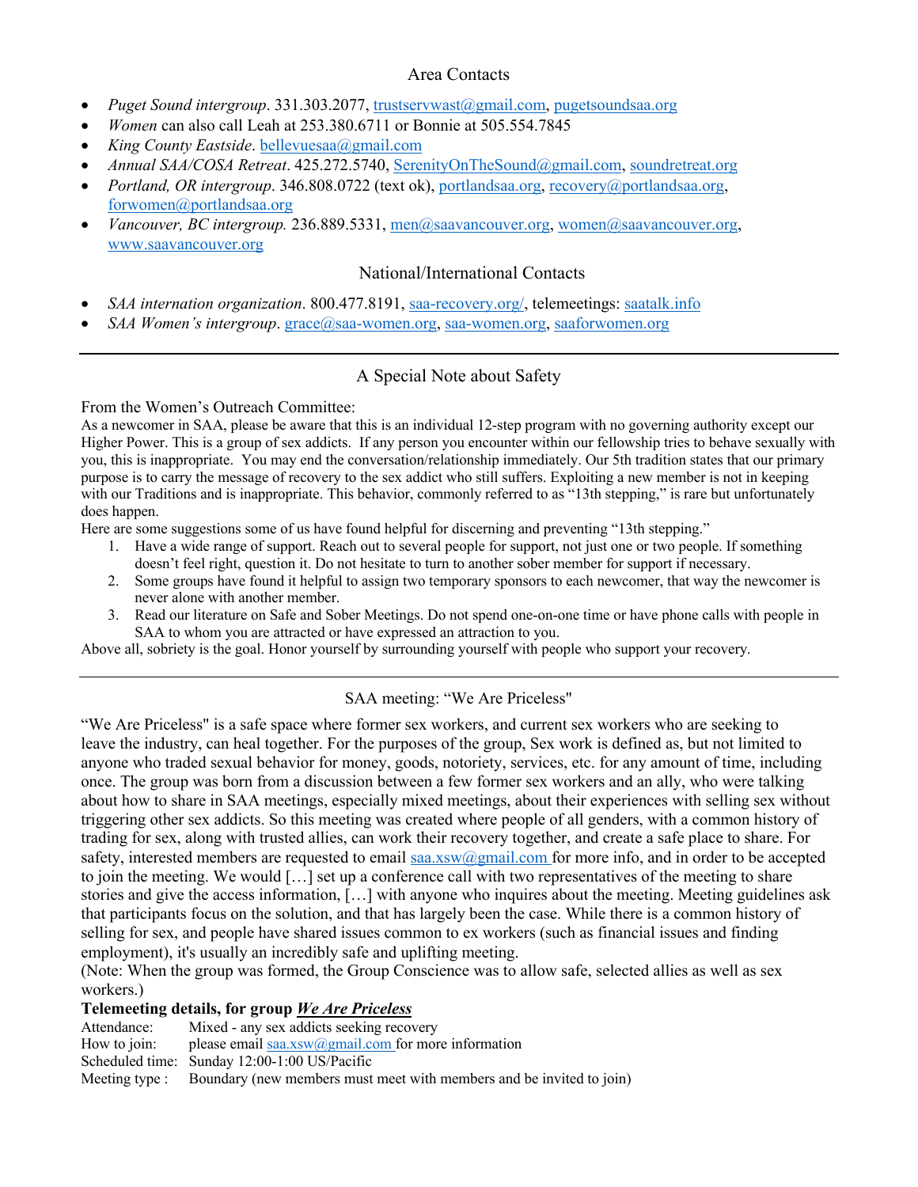## Area Contacts

- *Puget Sound intergroup*. 331.303.2077, trustservwast@gmail.com, pugetsoundsaa.org
- *Women* can also call Leah at 253.380.6711 or Bonnie at 505.554.7845
- *King County Eastside*. bellevuesaa@gmail.com
- *Annual SAA/COSA Retreat*. 425.272.5740, SerenityOnTheSound@gmail.com, soundretreat.org
- *Portland, OR intergroup*. 346.808.0722 (text ok), portlandsaa.org, recovery@portlandsaa.org, forwomen@portlandsaa.org
- *Vancouver, BC intergroup.* 236.889.5331, men@saavancouver.org, women@saavancouver.org, www.saavancouver.org

## National/International Contacts

- *SAA internation organization*. 800.477.8191, saa-recovery.org/, telemeetings: saatalk.info
- *SAA Women's intergroup*. grace@saa-women.org, saa-women.org, saaforwomen.org

---

## A Special Note about Safety

From the Women's Outreach Committee:

As a newcomer in SAA, please be aware that this is an individual 12-step program with no governing authority except our Higher Power. This is a group of sex addicts. If any person you encounter within our fellowship tries to behave sexually with you, this is inappropriate. You may end the conversation/relationship immediately. Our 5th tradition states that our primary purpose is to carry the message of recovery to the sex addict who still suffers. Exploiting a new member is not in keeping with our Traditions and is inappropriate. This behavior, commonly referred to as "13th stepping," is rare but unfortunately does happen.

Here are some suggestions some of us have found helpful for discerning and preventing "13th stepping."

1. Have a wide range of support. Reach out to several people for support, not just one or two people. If something doesn't feel right, question it. Do not hesitate to turn to another sober member for support if necessary.
2. Some groups have found it helpful to assign two temporary sponsors to each newcomer, that way the newcomer is never alone with another member.
3. Read our literature on Safe and Sober Meetings. Do not spend one-on-one time or have phone calls with people in SAA to whom you are attracted or have expressed an attraction to you.

Above all, sobriety is the goal. Honor yourself by surrounding yourself with people who support your recovery.

---

## SAA meeting: "We Are Priceless"

"We Are Priceless" is a safe space where former sex workers, and current sex workers who are seeking to leave the industry, can heal together. For the purposes of the group, Sex work is defined as, but not limited to anyone who traded sexual behavior for money, goods, notoriety, services, etc. for any amount of time, including once. The group was born from a discussion between a few former sex workers and an ally, who were talking about how to share in SAA meetings, especially mixed meetings, about their experiences with selling sex without triggering other sex addicts. So this meeting was created where people of all genders, with a common history of trading for sex, along with trusted allies, can work their recovery together, and create a safe place to share. For safety, interested members are requested to email saa.xsw@gmail.com for more info, and in order to be accepted to join the meeting. We would […] set up a conference call with two representatives of the meeting to share stories and give the access information, […] with anyone who inquires about the meeting. Meeting guidelines ask that participants focus on the solution, and that has largely been the case. While there is a common history of selling for sex, and people have shared issues common to ex workers (such as financial issues and finding employment), it's usually an incredibly safe and uplifting meeting.

(Note: When the group was formed, the Group Conscience was to allow safe, selected allies as well as sex workers.)

**Telemeeting details, for group *We Are Priceless***

| | |
|---|---|
| Attendance: | Mixed - any sex addicts seeking recovery |
| How to join: | please email saa.xsw@gmail.com for more information |
| Scheduled time: | Sunday 12:00-1:00 US/Pacific |
| Meeting type : | Boundary (new members must meet with members and be invited to join) |